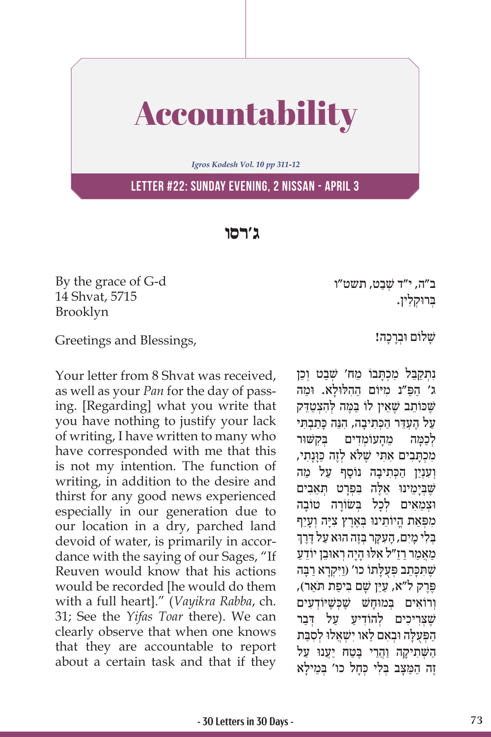# Accountability

*Igros Kodesh Vol. 10 pp 311-12*

## LETTER #22: SUNDAY EVENING, 2 NISSAN - APRIL 3

### ג׳רסו

By the grace of G-d
14 Shvat, 5715
Brooklyn

Greetings and Blessings,

Your letter from 8 Shvat was received, as well as your *Pan* for the day of passing. [Regarding] what you write that you have nothing to justify your lack of writing, I have written to many who have corresponded with me that this is not my intention. The function of writing, in addition to the desire and thirst for any good news experienced especially in our generation due to our location in a dry, parched land devoid of water, is primarily in accordance with the saying of our Sages, "If Reuven would know that his actions would be recorded [he would do them with a full heart]." (*Vayikra Rabba*, ch. 31; See the *Yifas Toar* there). We can clearly observe that when one knows that they are accountable to report about a certain task and that if they

ב"ה, י"ד שְׁבַט, תשט"ו
בְּרוּקְלִין.

שָׁלוֹם וּבְרָכָה!

נִתְקַבֵּל מִכְתָּבוֹ מֵח׳ שְׁבַט וְכֵן ג׳ הַפַּ"נ מִיּוֹם הַהִלּוּלָא. וּמַה שֶּׁכּוֹתֵב שֶׁאֵין לוֹ בַּמֶּה לְהִצְטַדֵּק עַל הֶעְדֵּר הַכְּתִיבָה, הִנֵּה כָּתַבְתִּי לְכַמָּה מֵהָעוֹמְדִים בְּקִשּׁוּר מִכְתָּבִים אִתִּי שֶׁלֹּא לָזֶה כִּוַּנְתִּי, וְעִנְיַן הַכְּתִיבָה נוֹסָף עַל מַה שֶּׁבְּיָמֵינוּ אֵלֶּה בִּפְרָט תְּאֵבִים וּצְמֵאִים לְכָל בְּשׂוֹרָה טוֹבָה מִפְּאַת הֱיוֹתֵינוּ בְּאֶרֶץ צִיָּה וְעָיֵף בְּלִי מָיִם, הָעִקָּר בָּזֶה הוּא עַל דֶּרֶךְ מַאֲמַר רַזַ"ל אִלּוּ הָיָה רְאוּבֵן יוֹדֵעַ שֶׁתִּכָּתֵב פְּעֻלָּתוֹ כו׳ (וַיִּקְרָא רַבָּה פֶּרֶק ל"א, עַיֵּן שָׁם בִּיפַת תֹּאַר), וְרוֹאִים בְּמוּחָשׁ שֶׁכְּשֶׁיּוֹדְעִים שֶׁצְּרִיכִים לְהוֹדִיעַ עַל דְּבַר הַפְּעֻלָּה וּבְאִם לַאו יִשְׁאֲלוּ לְסִבַּת הַשְּׁתִיקָה וַהֲרֵי בֶּטַח יַעֲנוּ עַל זֶה הַמַּצָּב בְּלִי כְּחָל כו׳ בְּמֵילָא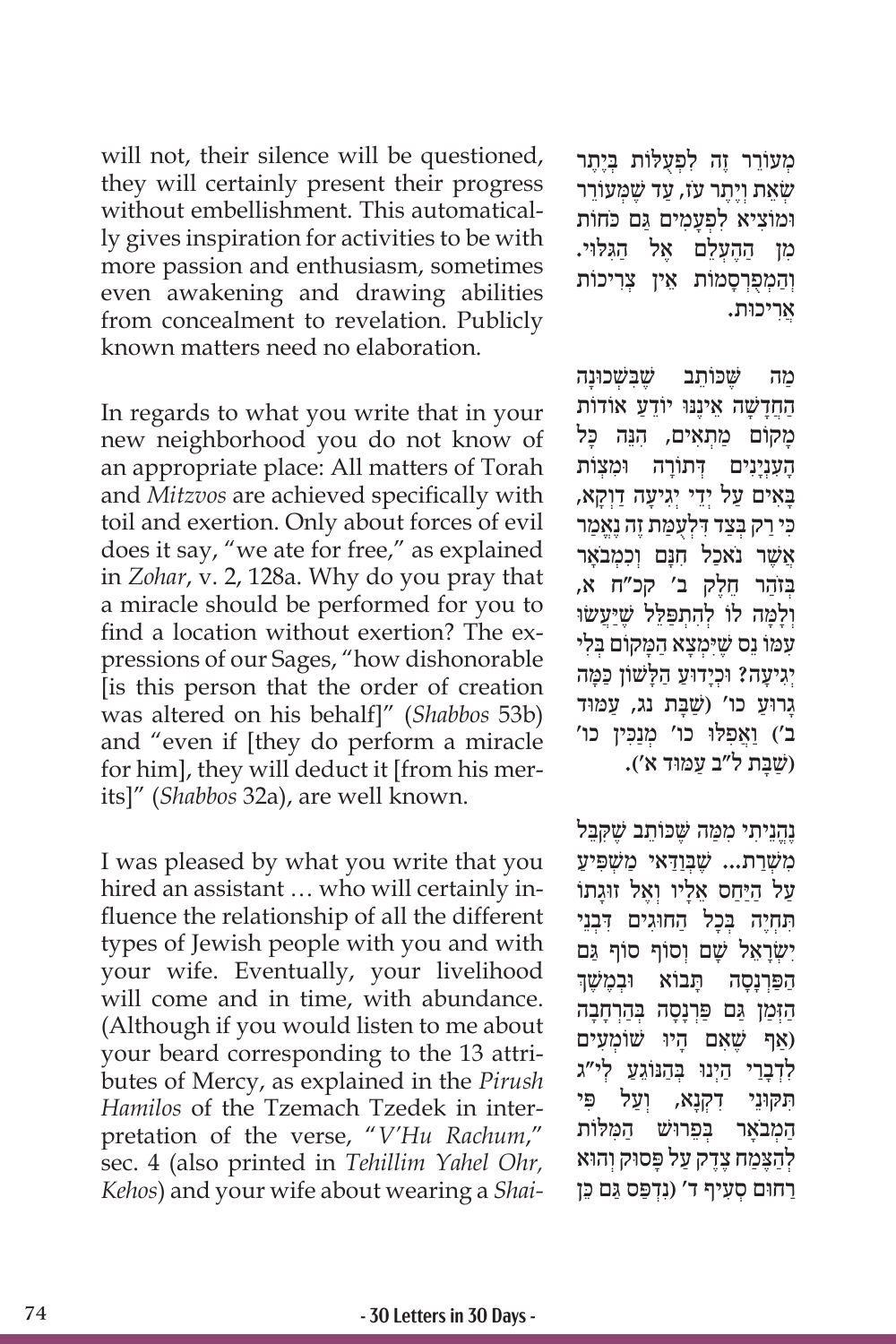will not, their silence will be questioned, they will certainly present their progress without embellishment. This automatically gives inspiration for activities to be with more passion and enthusiasm, sometimes even awakening and drawing abilities from concealment to revelation. Publicly known matters need no elaboration.

מְעוֹרֵר זֶה לִפְעֻלּוֹת בְּיֶתֶר שְׂאֵת וְיֶתֶר עֹז, עַד שֶׁמְּעוֹרֵר וּמוֹצִיא לִפְעָמִים גַּם כֹּחוֹת מִן הַהֶעְלֵם אֶל הַגִּלּוּי. וְהַמְפֻרְסָמוֹת אֵין צְרִיכוֹת אֲרִיכוּת.

In regards to what you write that in your new neighborhood you do not know of an appropriate place: All matters of Torah and *Mitzvos* are achieved specifically with toil and exertion. Only about forces of evil does it say, "we ate for free," as explained in *Zohar*, v. 2, 128a. Why do you pray that a miracle should be performed for you to find a location without exertion? The expressions of our Sages, "how dishonorable [is this person that the order of creation was altered on his behalf]" (*Shabbos* 53b) and "even if [they do perform a miracle for him], they will deduct it [from his merits]" (*Shabbos* 32a), are well known.

מַה שֶּׁכּוֹתֵב שֶׁבִּשְׁכוּנָה הַחֲדָשָׁה אֵינֶנּוּ יוֹדֵעַ אוֹדוֹת מָקוֹם מַתְאִים, הִנֵּה כָּל הָעִנְיָנִים דְּתוֹרָה וּמִצְוֹת בָּאִים עַל יְדֵי יְגִיעָה דַוְקָא, כִּי רַק בְּצַד דִּלְעֻמַּת זֶה נֶאֱמַר אֲשֶׁר נֹאכַל חִנָּם וְכַמְבֹאָר בְּזֹהַר חֵלֶק ב' קכ"ח א, וְלָמָּה לוֹ לְהִתְפַּלֵּל שֶׁיַּעֲשׂוּ עִמּוֹ נֵס שֶׁיִּמְצָא הַמָּקוֹם בְּלִי יְגִיעָה? וּכְיָדוּעַ הַלָּשׁוֹן כַּמָּה גָרוּעַ כו' (שַׁבָּת נג, עַמּוּד ב') וַאֲפִלּוּ כו' מְנַכִּין כו' (שַׁבָּת ל"ב עַמּוּד א').

I was pleased by what you write that you hired an assistant … who will certainly influence the relationship of all the different types of Jewish people with you and with your wife. Eventually, your livelihood will come and in time, with abundance. (Although if you would listen to me about your beard corresponding to the 13 attributes of Mercy, as explained in the *Pirush Hamilos* of the Tzemach Tzedek in interpretation of the verse, "*V'Hu Rachum*," sec. 4 (also printed in *Tehillim Yahel Ohr, Kehos*) and your wife about wearing a *Shai-*

נֶהֱנֵיתִי מִמַּה שֶּׁכּוֹתֵב שֶׁקִּבֵּל מְשָׁרֵת... שֶׁבְּוַדַּאי מַשְׁפִּיעַ עַל הַיַּחַס אֵלָיו וְאֶל זוּגָתוֹ תִּחְיֶה בְּכָל הַחוּגִים דִּבְנֵי יִשְׂרָאֵל שָׁם וְסוֹף סוֹף גַּם הַפַּרְנָסָה תָּבוֹא וּבְמֶשֶׁךְ הַזְּמַן גַּם פַּרְנָסָה בְּהַרְחָבָה (אַף שֶׁאִם הָיוּ שׁוֹמְעִים לִדְבָרַי הַיְנוּ בְּהַנּוֹגֵעַ לְי"ג תִּקּוּנֵי דִקְנָא, וְעַל פִּי הַמְבֹאָר בְּפֵרוּשׁ הַמִּלּוֹת לְהַצֶּמַח צֶדֶק עַל פָּסוּק וְהוּא רַחוּם סְעִיף ד' (נִדְפַּס גַּם כֵּן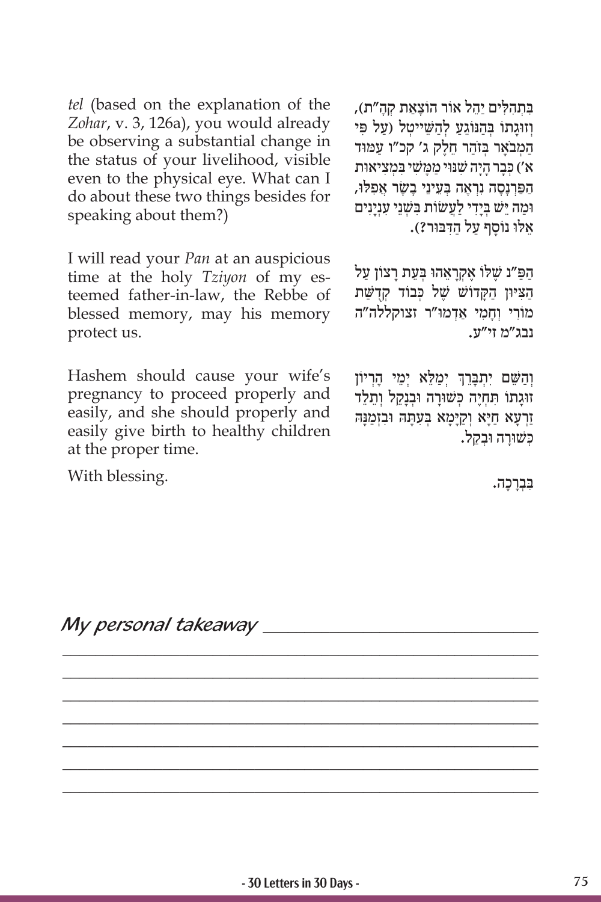*tel* (based on the explanation of the *Zohar*, v. 3, 126a), you would already be observing a substantial change in the status of your livelihood, visible even to the physical eye. What can I do about these two things besides for speaking about them?)

בִּתְהִלִּים יַהֵל אוֹר הוֹצָאַת קֱהָ"ת), וְזוּגָתוֹ בְּהַנּוֹגֵעַ לְהַשֵּׁייטְל (עַל פִּי הַמְבֹאָר בְּזֹהַר חֵלֶק ג' קכ"ו עַמּוּד א') כְּבָר הָיָה שִׁנּוּי מַמָּשִׁי בִּמְצִיאוּת הַפַּרְנָסָה נִרְאֶה בְּעֵינֵי בָשָׂר אֲפִלּוּ, וּמַה יֵּשׁ בְּיָדִי לַעֲשׂוֹת בִּשְׁנֵי עִנְיָנִים אֵלּוּ נוֹסָף עַל הַדִּבּוּר?).

I will read your *Pan* at an auspicious time at the holy *Tziyon* of my esteemed father-in-law, the Rebbe of blessed memory, may his memory protect us.

הַפּ"נ שֶׁלּוֹ אֶקְרָאֵהוּ בְּעֵת רָצוֹן עַל הַצִּיּוּן הַקָּדוֹשׁ שֶׁל כְּבוֹד קְדֻשַּׁת מוֹרִי וְחָמִי אַדְמוּ"ר זצוקללה"ה נבג"מ זי"ע.

Hashem should cause your wife's pregnancy to proceed properly and easily, and she should properly and easily give birth to healthy children at the proper time.

וְהַשֵּׁם יִתְבָּרֵךְ יְמַלֵּא יְמֵי הֶרָיוֹן זוּגָתוֹ תִּחְיֶה כְּשׁוּרָה וּבְנָקֵל וְתֵלֵד זַרְעָא חַיָּא וְקַיָּמָא בְּעִתָּהּ וּבִזְמַנָּהּ כְּשׁוּרָה וּבְקַל.

With blessing.

בִּבְרָכָה.

My personal takeaway ______________________________

______________________________________________________

______________________________________________________

______________________________________________________

______________________________________________________

______________________________________________________

______________________________________________________

______________________________________________________